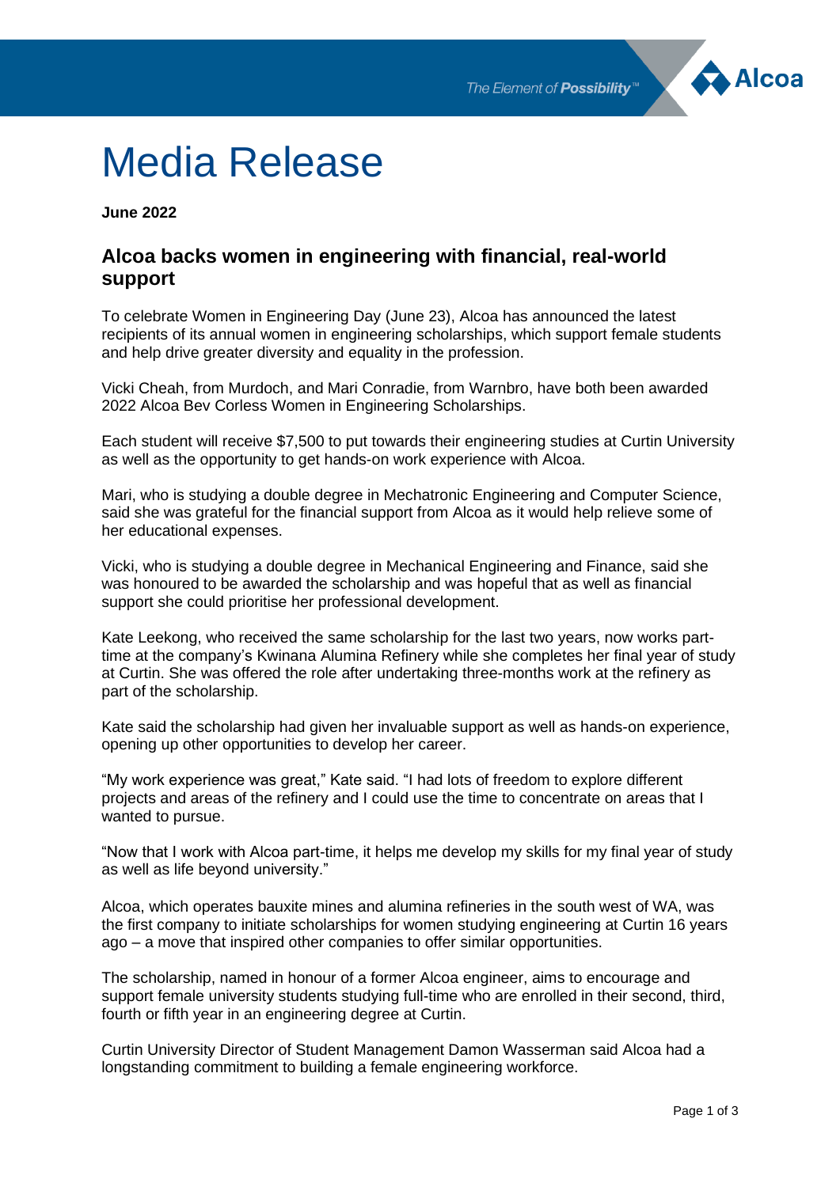# Media Release

**June 2022**

## Alcoa backs women in engineering with financial, real-world support

To celebrate Women in Engineering Day (June 23), Alcoa has announced the latest recipients of its annual women in engineering scholarships, which support female students and help drive greater diversity and equality in the profession.

Vicki Cheah, from Murdoch, and Mari Conradie, from Warnbro, have both been awarded 2022 Alcoa Bev Corless Women in Engineering Scholarships.

Each student will receive $7,500 to put towards their engineering studies at Curtin University as well as the opportunity to get hands-on work experience with Alcoa.

Mari, who is studying a double degree in Mechatronic Engineering and Computer Science, said she was grateful for the financial support from Alcoa as it would help relieve some of her educational expenses.

Vicki, who is studying a double degree in Mechanical Engineering and Finance, said she was honoured to be awarded the scholarship and was hopeful that as well as financial support she could prioritise her professional development.

Kate Leekong, who received the same scholarship for the last two years, now works part-time at the company's Kwinana Alumina Refinery while she completes her final year of study at Curtin. She was offered the role after undertaking three-months work at the refinery as part of the scholarship.

Kate said the scholarship had given her invaluable support as well as hands-on experience, opening up other opportunities to develop her career.

"My work experience was great," Kate said. "I had lots of freedom to explore different projects and areas of the refinery and I could use the time to concentrate on areas that I wanted to pursue.

"Now that I work with Alcoa part-time, it helps me develop my skills for my final year of study as well as life beyond university."

Alcoa, which operates bauxite mines and alumina refineries in the south west of WA, was the first company to initiate scholarships for women studying engineering at Curtin 16 years ago – a move that inspired other companies to offer similar opportunities.

The scholarship, named in honour of a former Alcoa engineer, aims to encourage and support female university students studying full-time who are enrolled in their second, third, fourth or fifth year in an engineering degree at Curtin.

Curtin University Director of Student Management Damon Wasserman said Alcoa had a longstanding commitment to building a female engineering workforce.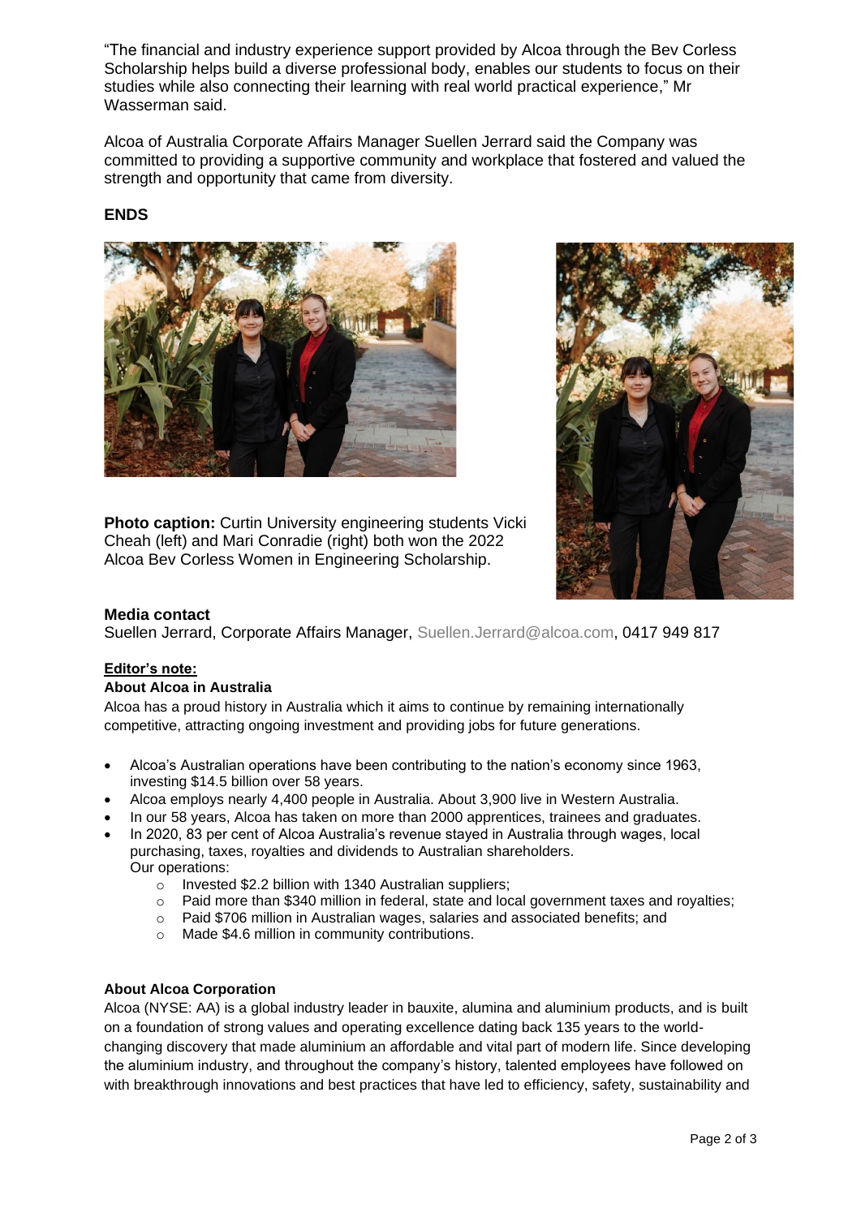"The financial and industry experience support provided by Alcoa through the Bev Corless Scholarship helps build a diverse professional body, enables our students to focus on their studies while also connecting their learning with real world practical experience," Mr Wasserman said.

Alcoa of Australia Corporate Affairs Manager Suellen Jerrard said the Company was committed to providing a supportive community and workplace that fostered and valued the strength and opportunity that came from diversity.

**ENDS**

**Photo caption:** Curtin University engineering students Vicki Cheah (left) and Mari Conradie (right) both won the 2022 Alcoa Bev Corless Women in Engineering Scholarship.

**Media contact**
Suellen Jerrard, Corporate Affairs Manager, Suellen.Jerrard@alcoa.com, 0417 949 817

**Editor's note:**

**About Alcoa in Australia**

Alcoa has a proud history in Australia which it aims to continue by remaining internationally competitive, attracting ongoing investment and providing jobs for future generations.

- Alcoa's Australian operations have been contributing to the nation's economy since 1963, investing $14.5 billion over 58 years.
- Alcoa employs nearly 4,400 people in Australia. About 3,900 live in Western Australia.
- In our 58 years, Alcoa has taken on more than 2000 apprentices, trainees and graduates.
- In 2020, 83 per cent of Alcoa Australia's revenue stayed in Australia through wages, local purchasing, taxes, royalties and dividends to Australian shareholders.
  Our operations:
    - Invested $2.2 billion with 1340 Australian suppliers;
    - Paid more than $340 million in federal, state and local government taxes and royalties;
    - Paid $706 million in Australian wages, salaries and associated benefits; and
    - Made $4.6 million in community contributions.

**About Alcoa Corporation**

Alcoa (NYSE: AA) is a global industry leader in bauxite, alumina and aluminium products, and is built on a foundation of strong values and operating excellence dating back 135 years to the world-changing discovery that made aluminium an affordable and vital part of modern life. Since developing the aluminium industry, and throughout the company's history, talented employees have followed on with breakthrough innovations and best practices that have led to efficiency, safety, sustainability and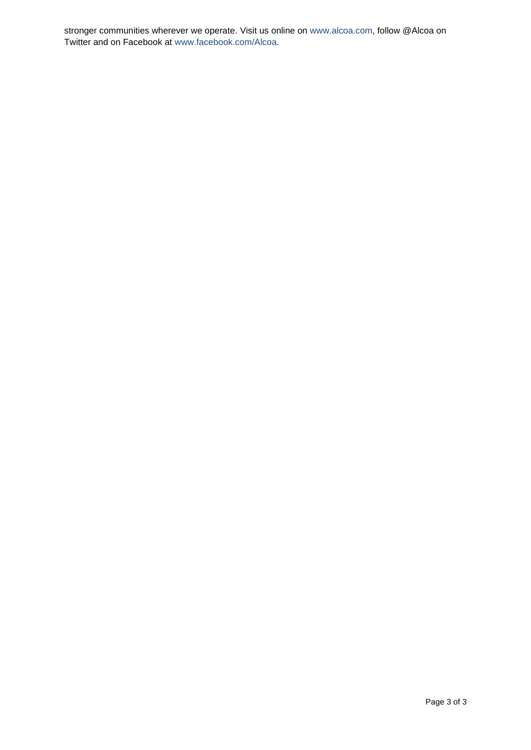stronger communities wherever we operate. Visit us online on www.alcoa.com, follow @Alcoa on Twitter and on Facebook at www.facebook.com/Alcoa.